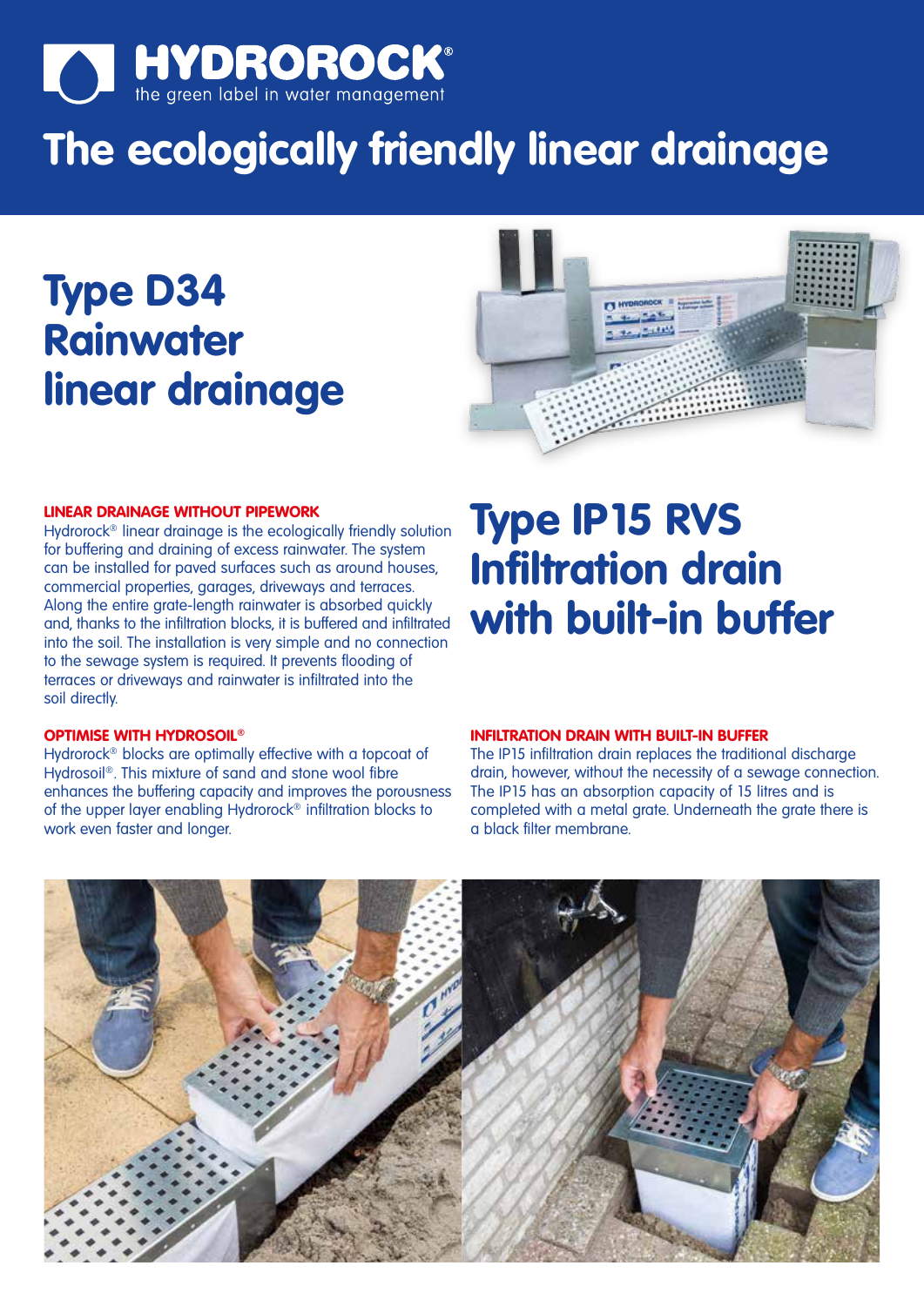# HYDROROCK®

the green label in water management

# The ecologically friendly linear drainage

## Type D34 Rainwater linear drainage

### LINEAR DRAINAGE WITHOUT PIPEWORK

Hydrorock® linear drainage is the ecologically friendly solution for buffering and draining of excess rainwater. The system can be installed for paved surfaces such as around houses, commercial properties, garages, driveways and terraces. Along the entire grate-length rainwater is absorbed quickly and, thanks to the infiltration blocks, it is buffered and infiltrated into the soil. The installation is very simple and no connection to the sewage system is required. It prevents flooding of terraces or driveways and rainwater is infiltrated into the soil directly.

### OPTIMISE WITH HYDROSOIL®

Hydrorock® blocks are optimally effective with a topcoat of Hydrosoil®. This mixture of sand and stone wool fibre enhances the buffering capacity and improves the porousness of the upper layer enabling Hydrorock® infiltration blocks to work even faster and longer.

## Type IP15 RVS Infiltration drain with built-in buffer

### INFILTRATION DRAIN WITH BUILT-IN BUFFER

The IP15 infiltration drain replaces the traditional discharge drain, however, without the necessity of a sewage connection. The IP15 has an absorption capacity of 15 litres and is completed with a metal grate. Underneath the grate there is a black filter membrane.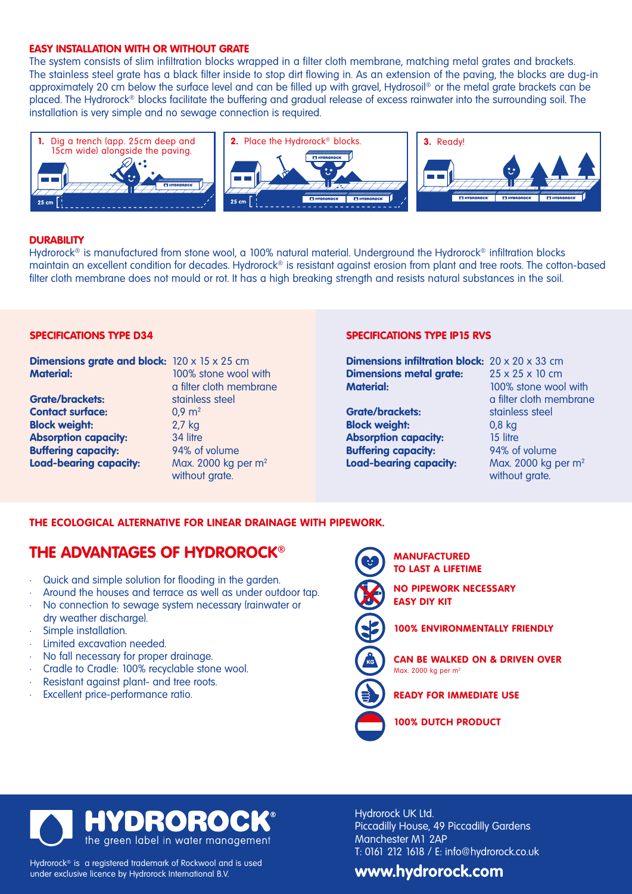## EASY INSTALLATION WITH OR WITHOUT GRATE

The system consists of slim infiltration blocks wrapped in a filter cloth membrane, matching metal grates and brackets. The stainless steel grate has a black filter inside to stop dirt flowing in. As an extension of the paving, the blocks are dug-in approximately 20 cm below the surface level and can be filled up with gravel, Hydrosoil® or the metal grate brackets can be placed. The Hydrorock® blocks facilitate the buffering and gradual release of excess rainwater into the surrounding soil. The installation is very simple and no sewage connection is required.

1. Dig a trench (app. 25cm deep and 15cm wide) alongside the paving.
2. Place the Hydrorock® blocks.
3. Ready!

## DURABILITY

Hydrorock® is manufactured from stone wool, a 100% natural material. Underground the Hydrorock® infiltration blocks maintain an excellent condition for decades. Hydrorock® is resistant against erosion from plant and tree roots. The cotton-based filter cloth membrane does not mould or rot. It has a high breaking strength and resists natural substances in the soil.

### SPECIFICATIONS TYPE D34

| | |
|---|---|
| **Dimensions grate and block:** | 120 x 15 x 25 cm |
| **Material:** | 100% stone wool with a filter cloth membrane |
| **Grate/brackets:** | stainless steel |
| **Contact surface:** | 0,9 m² |
| **Block weight:** | 2,7 kg |
| **Absorption capacity:** | 34 litre |
| **Buffering capacity:** | 94% of volume |
| **Load-bearing capacity:** | Max. 2000 kg per m² without grate. |

### SPECIFICATIONS TYPE IP15 RVS

| | |
|---|---|
| **Dimensions infiltration block:** | 20 x 20 x 33 cm |
| **Dimensions metal grate:** | 25 x 25 x 10 cm |
| **Material:** | 100% stone wool with a filter cloth membrane |
| **Grate/brackets:** | stainless steel |
| **Block weight:** | 0,8 kg |
| **Absorption capacity:** | 15 litre |
| **Buffering capacity:** | 94% of volume |
| **Load-bearing capacity:** | Max. 2000 kg per m² without grate. |

**THE ECOLOGICAL ALTERNATIVE FOR LINEAR DRAINAGE WITH PIPEWORK.**

## THE ADVANTAGES OF HYDROROCK®

- Quick and simple solution for flooding in the garden.
- Around the houses and terrace as well as under outdoor tap.
- No connection to sewage system necessary (rainwater or dry weather discharge).
- Simple installation.
- Limited excavation needed.
- No fall necessary for proper drainage.
- Cradle to Cradle: 100% recyclable stone wool.
- Resistant against plant- and tree roots.
- Excellent price-performance ratio.

**MANUFACTURED TO LAST A LIFETIME**

**NO PIPEWORK NECESSARY EASY DIY KIT**

**100% ENVIRONMENTALLY FRIENDLY**

**CAN BE WALKED ON & DRIVEN OVER**
Max. 2000 kg per m²

**READY FOR IMMEDIATE USE**

**100% DUTCH PRODUCT**

**HYDROROCK®** the green label in water management

Hydrorock® is a registered trademark of Rockwool and is used under exclusive licence by Hydrorock International B.V.

Hydrorock UK Ltd.
Piccadilly House, 49 Piccadilly Gardens
Manchester M1 2AP
T: 0161 212 1618 / E: info@hydrorock.co.uk

**www.hydrorock.com**